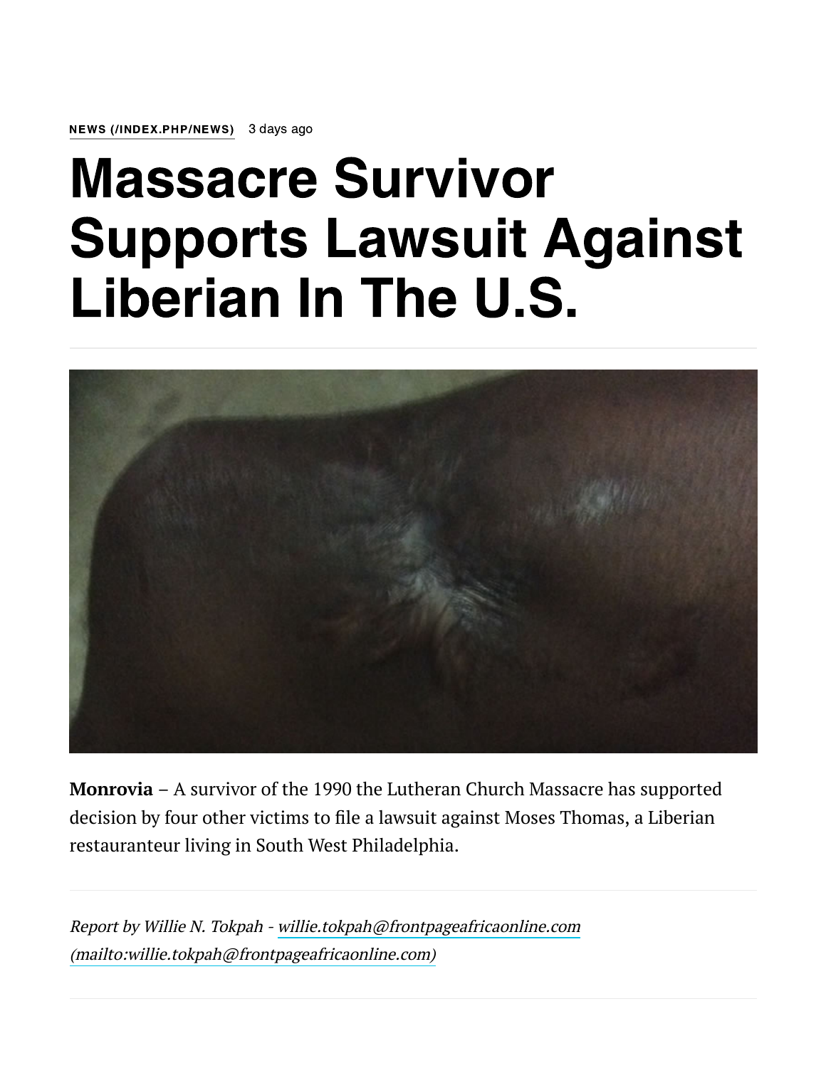**NEWS (/INDEX.PHP/NEWS)** 3 days ago

# Massacre Survivor Supports Lawsuit Against Liberian In The U.S.

**Monrovia** – A survivor of the 1990 the Lutheran Church Massacre has supported decision by four other victims to file a lawsuit against Moses Thomas, a Liberian restauranteur living in South West Philadelphia.

*Report by Willie N. Tokpah - willie.tokpah@frontpageafricaonline.com (mailto:willie.tokpah@frontpageafricaonline.com)*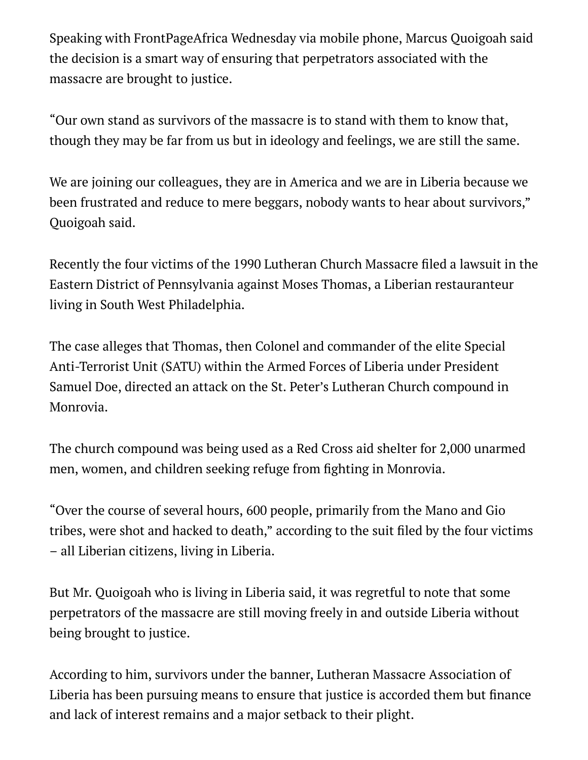Speaking with FrontPageAfrica Wednesday via mobile phone, Marcus Quoigoah said the decision is a smart way of ensuring that perpetrators associated with the massacre are brought to justice.

"Our own stand as survivors of the massacre is to stand with them to know that, though they may be far from us but in ideology and feelings, we are still the same.

We are joining our colleagues, they are in America and we are in Liberia because we been frustrated and reduce to mere beggars, nobody wants to hear about survivors," Quoigoah said.

Recently the four victims of the 1990 Lutheran Church Massacre filed a lawsuit in the Eastern District of Pennsylvania against Moses Thomas, a Liberian restauranteur living in South West Philadelphia.

The case alleges that Thomas, then Colonel and commander of the elite Special Anti-Terrorist Unit (SATU) within the Armed Forces of Liberia under President Samuel Doe, directed an attack on the St. Peter's Lutheran Church compound in Monrovia.

The church compound was being used as a Red Cross aid shelter for 2,000 unarmed men, women, and children seeking refuge from fighting in Monrovia.

"Over the course of several hours, 600 people, primarily from the Mano and Gio tribes, were shot and hacked to death," according to the suit filed by the four victims – all Liberian citizens, living in Liberia.

But Mr. Quoigoah who is living in Liberia said, it was regretful to note that some perpetrators of the massacre are still moving freely in and outside Liberia without being brought to justice.

According to him, survivors under the banner, Lutheran Massacre Association of Liberia has been pursuing means to ensure that justice is accorded them but finance and lack of interest remains and a major setback to their plight.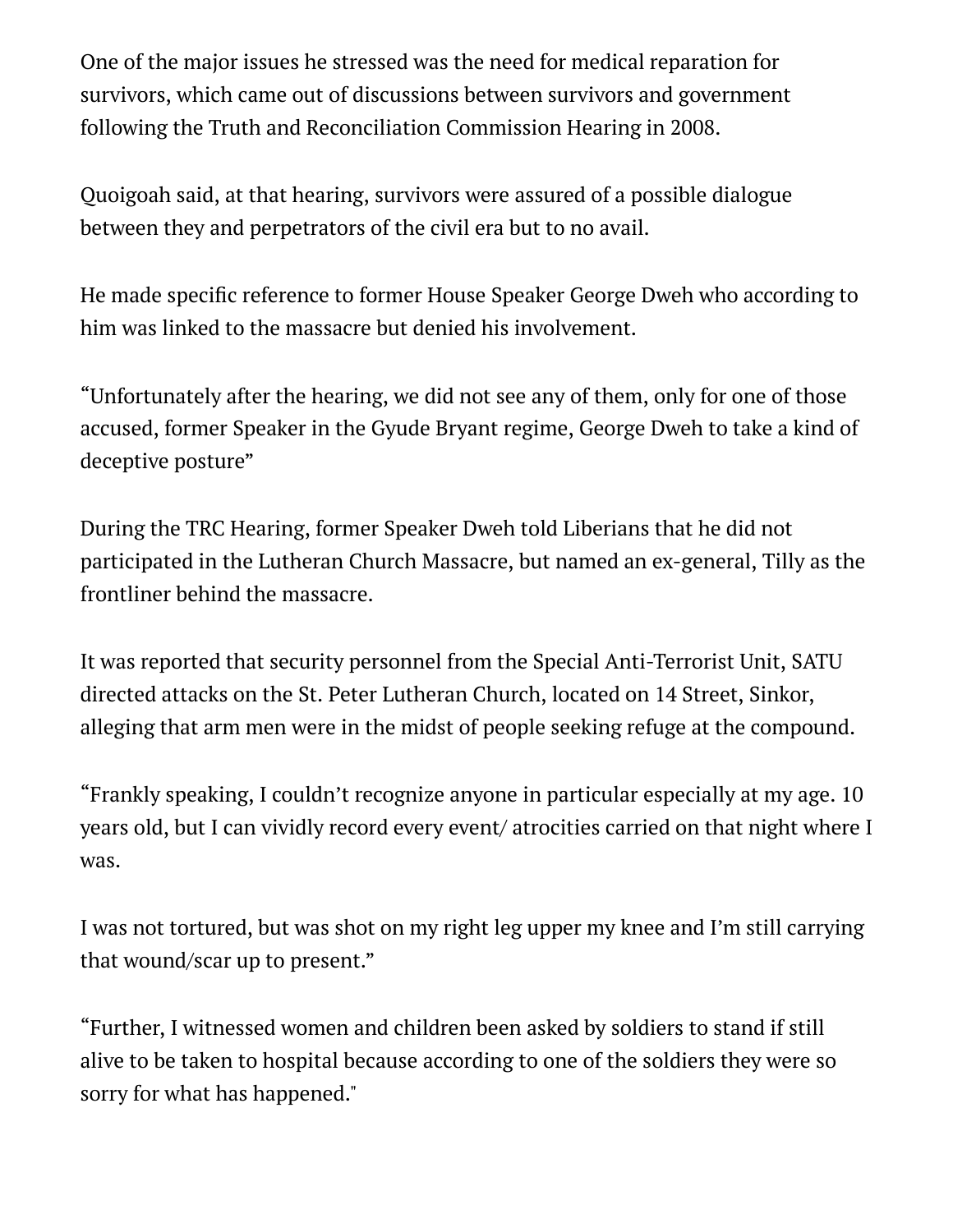One of the major issues he stressed was the need for medical reparation for survivors, which came out of discussions between survivors and government following the Truth and Reconciliation Commission Hearing in 2008.

Quoigoah said, at that hearing, survivors were assured of a possible dialogue between they and perpetrators of the civil era but to no avail.

He made specific reference to former House Speaker George Dweh who according to him was linked to the massacre but denied his involvement.

"Unfortunately after the hearing, we did not see any of them, only for one of those accused, former Speaker in the Gyude Bryant regime, George Dweh to take a kind of deceptive posture"

During the TRC Hearing, former Speaker Dweh told Liberians that he did not participated in the Lutheran Church Massacre, but named an ex-general, Tilly as the frontliner behind the massacre.

It was reported that security personnel from the Special Anti-Terrorist Unit, SATU directed attacks on the St. Peter Lutheran Church, located on 14 Street, Sinkor, alleging that arm men were in the midst of people seeking refuge at the compound.

"Frankly speaking, I couldn't recognize anyone in particular especially at my age. 10 years old, but I can vividly record every event/ atrocities carried on that night where I was.

I was not tortured, but was shot on my right leg upper my knee and I'm still carrying that wound/scar up to present."

"Further, I witnessed women and children been asked by soldiers to stand if still alive to be taken to hospital because according to one of the soldiers they were so sorry for what has happened."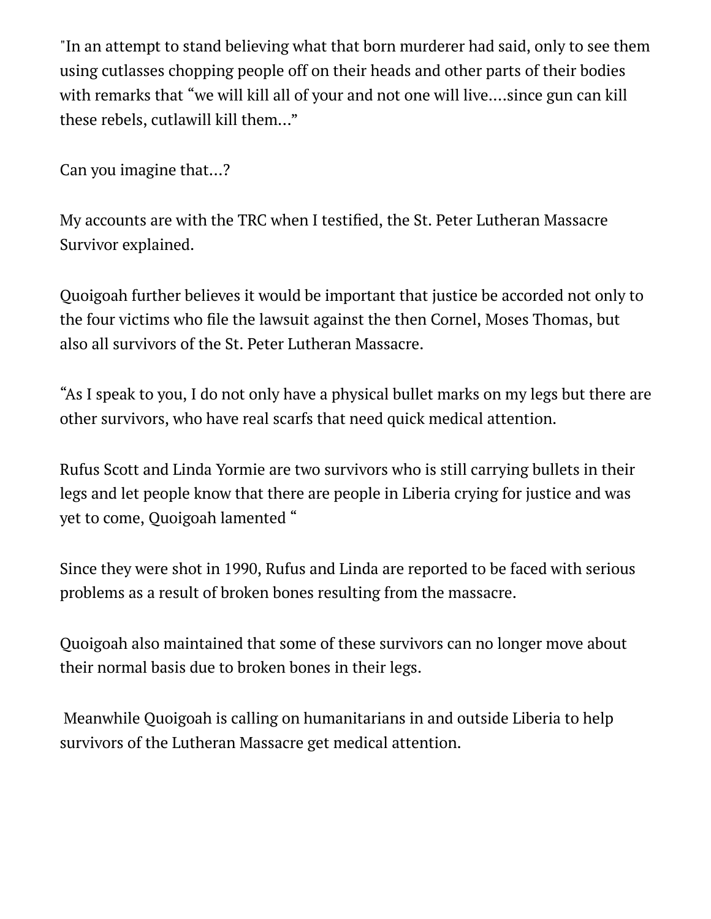"In an attempt to stand believing what that born murderer had said, only to see them using cutlasses chopping people off on their heads and other parts of their bodies with remarks that "we will kill all of your and not one will live….since gun can kill these rebels, cutlawill kill them…"

Can you imagine that…?

My accounts are with the TRC when I testified, the St. Peter Lutheran Massacre Survivor explained.

Quoigoah further believes it would be important that justice be accorded not only to the four victims who file the lawsuit against the then Cornel, Moses Thomas, but also all survivors of the St. Peter Lutheran Massacre.

"As I speak to you, I do not only have a physical bullet marks on my legs but there are other survivors, who have real scarfs that need quick medical attention.

Rufus Scott and Linda Yormie are two survivors who is still carrying bullets in their legs and let people know that there are people in Liberia crying for justice and was yet to come, Quoigoah lamented "

Since they were shot in 1990, Rufus and Linda are reported to be faced with serious problems as a result of broken bones resulting from the massacre.

Quoigoah also maintained that some of these survivors can no longer move about their normal basis due to broken bones in their legs.

Meanwhile Quoigoah is calling on humanitarians in and outside Liberia to help survivors of the Lutheran Massacre get medical attention.